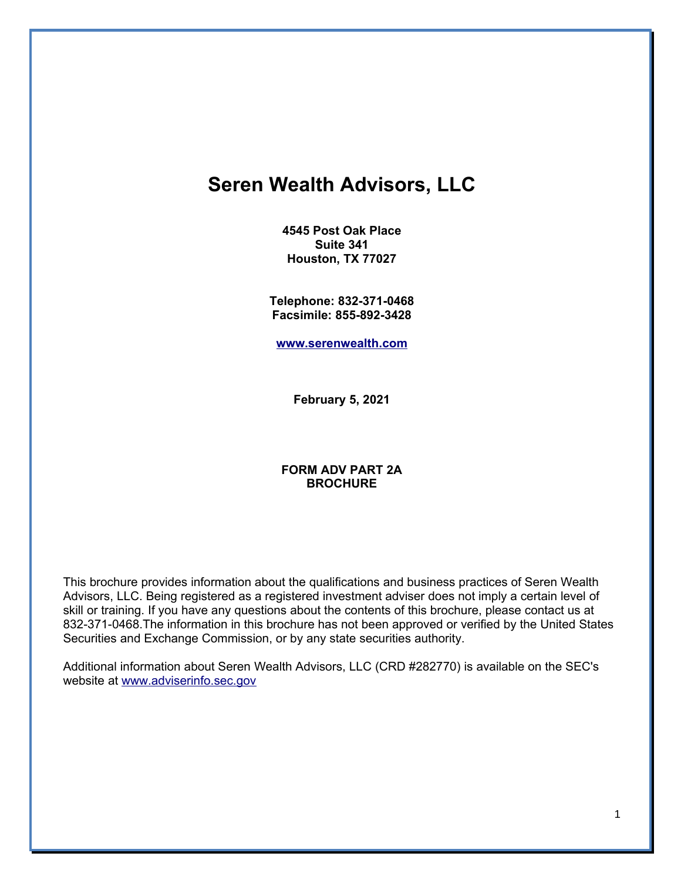# Seren Wealth Advisors, LLC

**4545 Post Oak Place**
**Suite 341**
**Houston, TX 77027**

**Telephone: 832-371-0468**
**Facsimile: 855-892-3428**

**www.serenwealth.com**

**February 5, 2021**

**FORM ADV PART 2A**
**BROCHURE**

This brochure provides information about the qualifications and business practices of Seren Wealth Advisors, LLC. Being registered as a registered investment adviser does not imply a certain level of skill or training. If you have any questions about the contents of this brochure, please contact us at 832-371-0468.The information in this brochure has not been approved or verified by the United States Securities and Exchange Commission, or by any state securities authority.

Additional information about Seren Wealth Advisors, LLC (CRD #282770) is available on the SEC's website at www.adviserinfo.sec.gov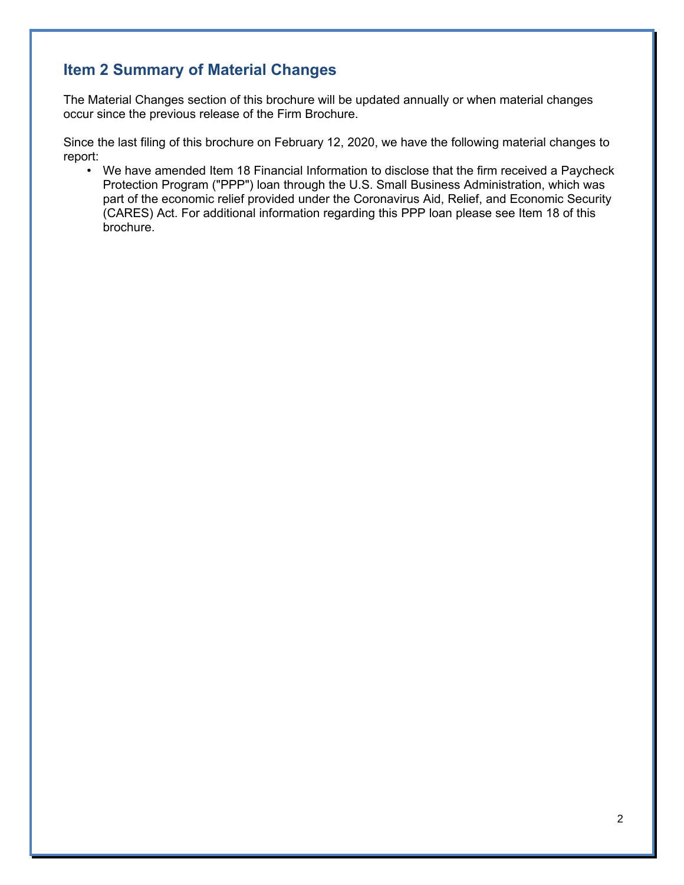## Item 2 Summary of Material Changes

The Material Changes section of this brochure will be updated annually or when material changes occur since the previous release of the Firm Brochure.

Since the last filing of this brochure on February 12, 2020, we have the following material changes to report:

- We have amended Item 18 Financial Information to disclose that the firm received a Paycheck Protection Program ("PPP") loan through the U.S. Small Business Administration, which was part of the economic relief provided under the Coronavirus Aid, Relief, and Economic Security (CARES) Act. For additional information regarding this PPP loan please see Item 18 of this brochure.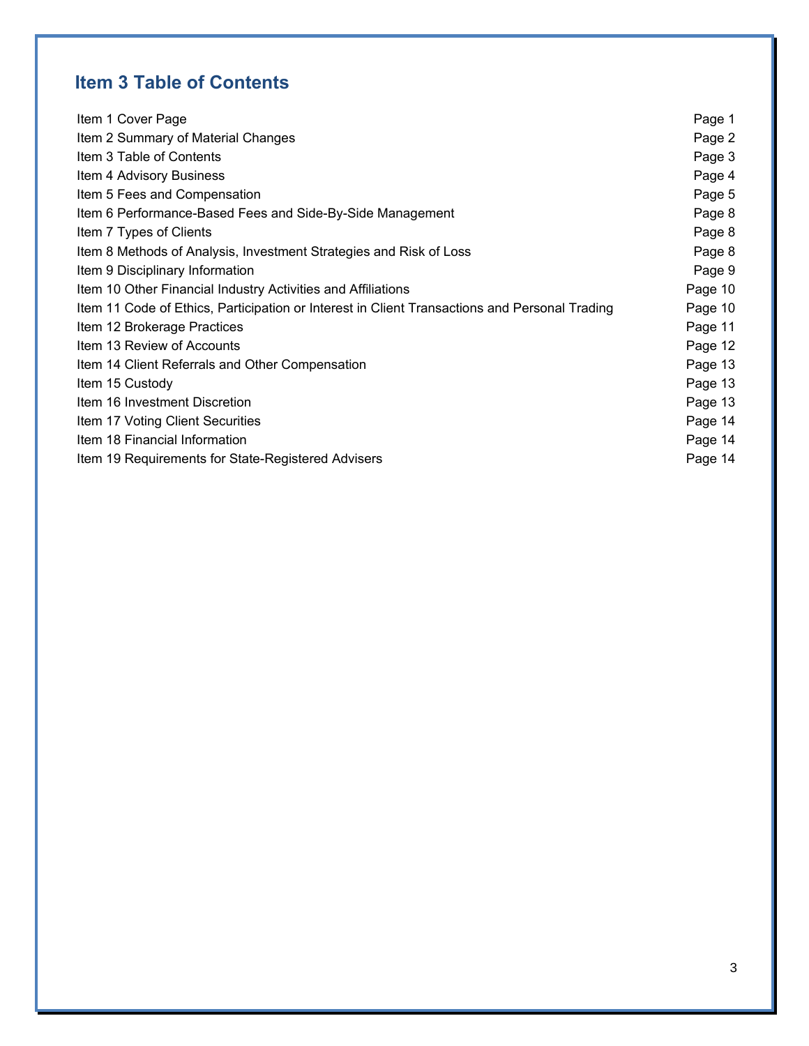## Item 3 Table of Contents

| | |
|---|---|
| Item 1 Cover Page | Page 1 |
| Item 2 Summary of Material Changes | Page 2 |
| Item 3 Table of Contents | Page 3 |
| Item 4 Advisory Business | Page 4 |
| Item 5 Fees and Compensation | Page 5 |
| Item 6 Performance-Based Fees and Side-By-Side Management | Page 8 |
| Item 7 Types of Clients | Page 8 |
| Item 8 Methods of Analysis, Investment Strategies and Risk of Loss | Page 8 |
| Item 9 Disciplinary Information | Page 9 |
| Item 10 Other Financial Industry Activities and Affiliations | Page 10 |
| Item 11 Code of Ethics, Participation or Interest in Client Transactions and Personal Trading | Page 10 |
| Item 12 Brokerage Practices | Page 11 |
| Item 13 Review of Accounts | Page 12 |
| Item 14 Client Referrals and Other Compensation | Page 13 |
| Item 15 Custody | Page 13 |
| Item 16 Investment Discretion | Page 13 |
| Item 17 Voting Client Securities | Page 14 |
| Item 18 Financial Information | Page 14 |
| Item 19 Requirements for State-Registered Advisers | Page 14 |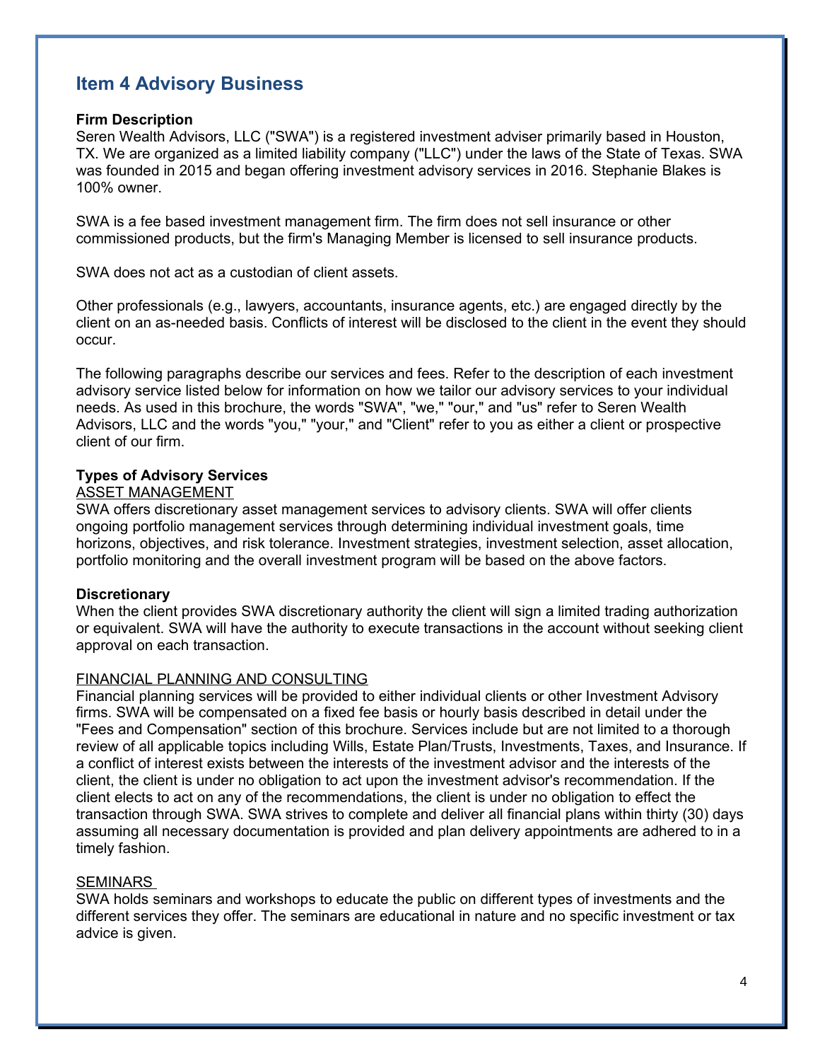## Item 4 Advisory Business

**Firm Description**

Seren Wealth Advisors, LLC ("SWA") is a registered investment adviser primarily based in Houston, TX. We are organized as a limited liability company ("LLC") under the laws of the State of Texas. SWA was founded in 2015 and began offering investment advisory services in 2016. Stephanie Blakes is 100% owner.

SWA is a fee based investment management firm. The firm does not sell insurance or other commissioned products, but the firm's Managing Member is licensed to sell insurance products.

SWA does not act as a custodian of client assets.

Other professionals (e.g., lawyers, accountants, insurance agents, etc.) are engaged directly by the client on an as-needed basis. Conflicts of interest will be disclosed to the client in the event they should occur.

The following paragraphs describe our services and fees. Refer to the description of each investment advisory service listed below for information on how we tailor our advisory services to your individual needs. As used in this brochure, the words "SWA", "we," "our," and "us" refer to Seren Wealth Advisors, LLC and the words "you," "your," and "Client" refer to you as either a client or prospective client of our firm.

**Types of Advisory Services**

<u>ASSET MANAGEMENT</u>

SWA offers discretionary asset management services to advisory clients. SWA will offer clients ongoing portfolio management services through determining individual investment goals, time horizons, objectives, and risk tolerance. Investment strategies, investment selection, asset allocation, portfolio monitoring and the overall investment program will be based on the above factors.

**Discretionary**

When the client provides SWA discretionary authority the client will sign a limited trading authorization or equivalent. SWA will have the authority to execute transactions in the account without seeking client approval on each transaction.

<u>FINANCIAL PLANNING AND CONSULTING</u>

Financial planning services will be provided to either individual clients or other Investment Advisory firms. SWA will be compensated on a fixed fee basis or hourly basis described in detail under the "Fees and Compensation" section of this brochure. Services include but are not limited to a thorough review of all applicable topics including Wills, Estate Plan/Trusts, Investments, Taxes, and Insurance. If a conflict of interest exists between the interests of the investment advisor and the interests of the client, the client is under no obligation to act upon the investment advisor's recommendation. If the client elects to act on any of the recommendations, the client is under no obligation to effect the transaction through SWA. SWA strives to complete and deliver all financial plans within thirty (30) days assuming all necessary documentation is provided and plan delivery appointments are adhered to in a timely fashion.

<u>SEMINARS</u>

SWA holds seminars and workshops to educate the public on different types of investments and the different services they offer. The seminars are educational in nature and no specific investment or tax advice is given.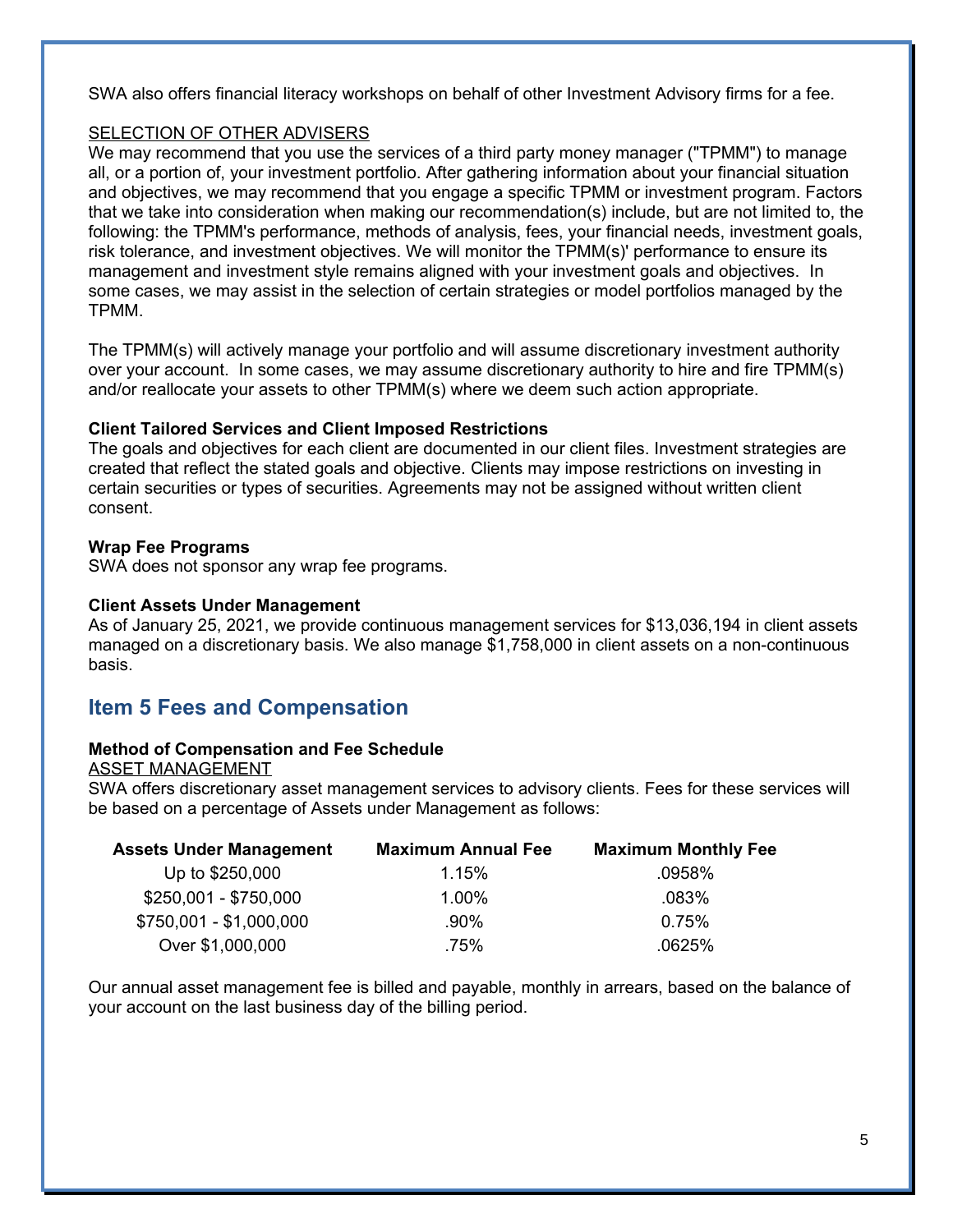SWA also offers financial literacy workshops on behalf of other Investment Advisory firms for a fee.

<u>SELECTION OF OTHER ADVISERS</u>

We may recommend that you use the services of a third party money manager ("TPMM") to manage all, or a portion of, your investment portfolio. After gathering information about your financial situation and objectives, we may recommend that you engage a specific TPMM or investment program. Factors that we take into consideration when making our recommendation(s) include, but are not limited to, the following: the TPMM's performance, methods of analysis, fees, your financial needs, investment goals, risk tolerance, and investment objectives. We will monitor the TPMM(s)' performance to ensure its management and investment style remains aligned with your investment goals and objectives. In some cases, we may assist in the selection of certain strategies or model portfolios managed by the TPMM.

The TPMM(s) will actively manage your portfolio and will assume discretionary investment authority over your account. In some cases, we may assume discretionary authority to hire and fire TPMM(s) and/or reallocate your assets to other TPMM(s) where we deem such action appropriate.

**Client Tailored Services and Client Imposed Restrictions**

The goals and objectives for each client are documented in our client files. Investment strategies are created that reflect the stated goals and objective. Clients may impose restrictions on investing in certain securities or types of securities. Agreements may not be assigned without written client consent.

**Wrap Fee Programs**

SWA does not sponsor any wrap fee programs.

**Client Assets Under Management**

As of January 25, 2021, we provide continuous management services for $13,036,194 in client assets managed on a discretionary basis. We also manage $1,758,000 in client assets on a non-continuous basis.

## Item 5 Fees and Compensation

**Method of Compensation and Fee Schedule**

<u>ASSET MANAGEMENT</u>

SWA offers discretionary asset management services to advisory clients. Fees for these services will be based on a percentage of Assets under Management as follows:

| Assets Under Management | Maximum Annual Fee | Maximum Monthly Fee |
|---|---|---|
| Up to $250,000 | 1.15% | .0958% |
| $250,001 - $750,000 | 1.00% | .083% |
| $750,001 - $1,000,000 | .90% | 0.75% |
| Over $1,000,000 | .75% | .0625% |

Our annual asset management fee is billed and payable, monthly in arrears, based on the balance of your account on the last business day of the billing period.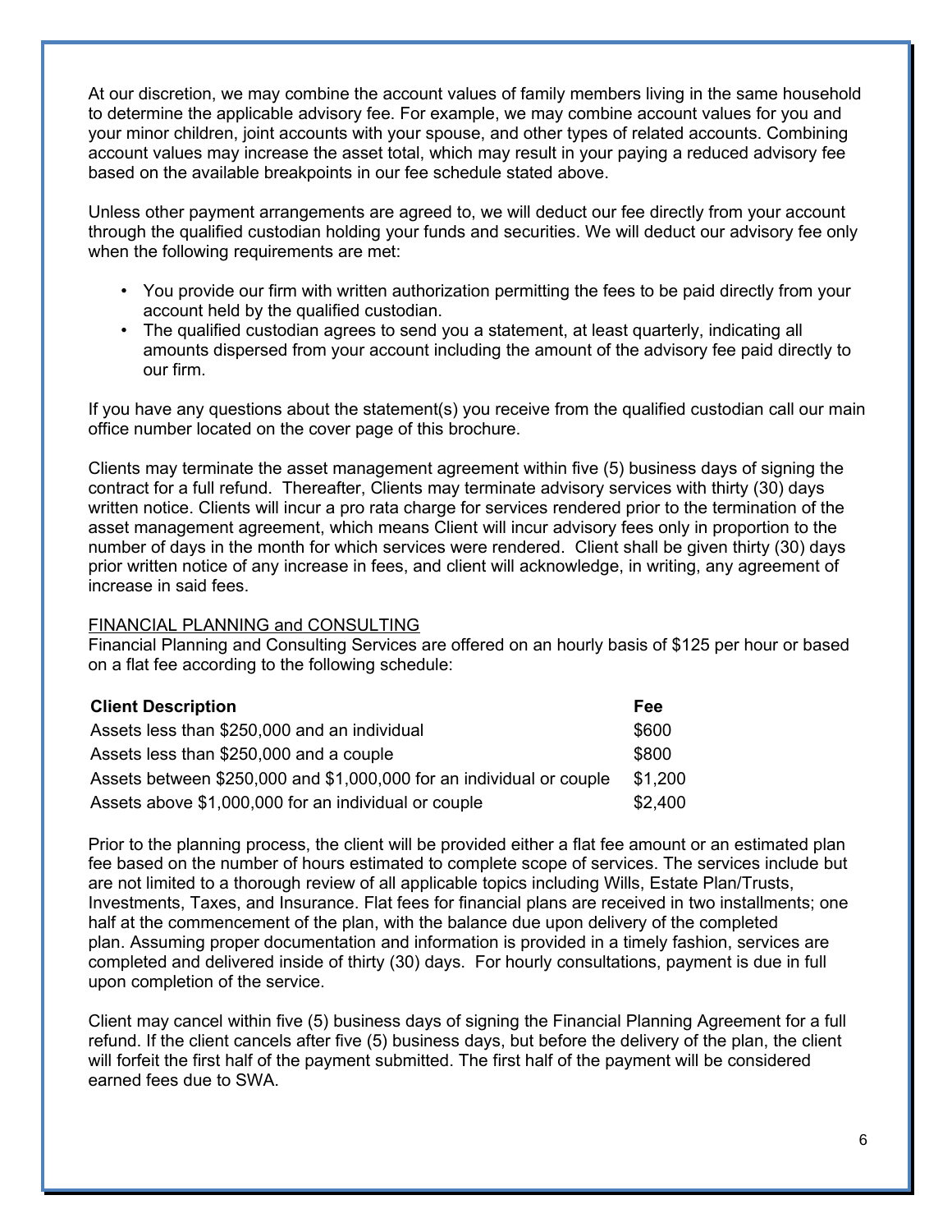At our discretion, we may combine the account values of family members living in the same household to determine the applicable advisory fee. For example, we may combine account values for you and your minor children, joint accounts with your spouse, and other types of related accounts. Combining account values may increase the asset total, which may result in your paying a reduced advisory fee based on the available breakpoints in our fee schedule stated above.

Unless other payment arrangements are agreed to, we will deduct our fee directly from your account through the qualified custodian holding your funds and securities. We will deduct our advisory fee only when the following requirements are met:

- You provide our firm with written authorization permitting the fees to be paid directly from your account held by the qualified custodian.
- The qualified custodian agrees to send you a statement, at least quarterly, indicating all amounts dispersed from your account including the amount of the advisory fee paid directly to our firm.

If you have any questions about the statement(s) you receive from the qualified custodian call our main office number located on the cover page of this brochure.

Clients may terminate the asset management agreement within five (5) business days of signing the contract for a full refund. Thereafter, Clients may terminate advisory services with thirty (30) days written notice. Clients will incur a pro rata charge for services rendered prior to the termination of the asset management agreement, which means Client will incur advisory fees only in proportion to the number of days in the month for which services were rendered. Client shall be given thirty (30) days prior written notice of any increase in fees, and client will acknowledge, in writing, any agreement of increase in said fees.

FINANCIAL PLANNING and CONSULTING

Financial Planning and Consulting Services are offered on an hourly basis of $125 per hour or based on a flat fee according to the following schedule:

| Client Description | Fee |
|---|---|
| Assets less than $250,000 and an individual | $600 |
| Assets less than $250,000 and a couple | $800 |
| Assets between $250,000 and $1,000,000 for an individual or couple | $1,200 |
| Assets above $1,000,000 for an individual or couple | $2,400 |

Prior to the planning process, the client will be provided either a flat fee amount or an estimated plan fee based on the number of hours estimated to complete scope of services. The services include but are not limited to a thorough review of all applicable topics including Wills, Estate Plan/Trusts, Investments, Taxes, and Insurance. Flat fees for financial plans are received in two installments; one half at the commencement of the plan, with the balance due upon delivery of the completed plan. Assuming proper documentation and information is provided in a timely fashion, services are completed and delivered inside of thirty (30) days. For hourly consultations, payment is due in full upon completion of the service.

Client may cancel within five (5) business days of signing the Financial Planning Agreement for a full refund. If the client cancels after five (5) business days, but before the delivery of the plan, the client will forfeit the first half of the payment submitted. The first half of the payment will be considered earned fees due to SWA.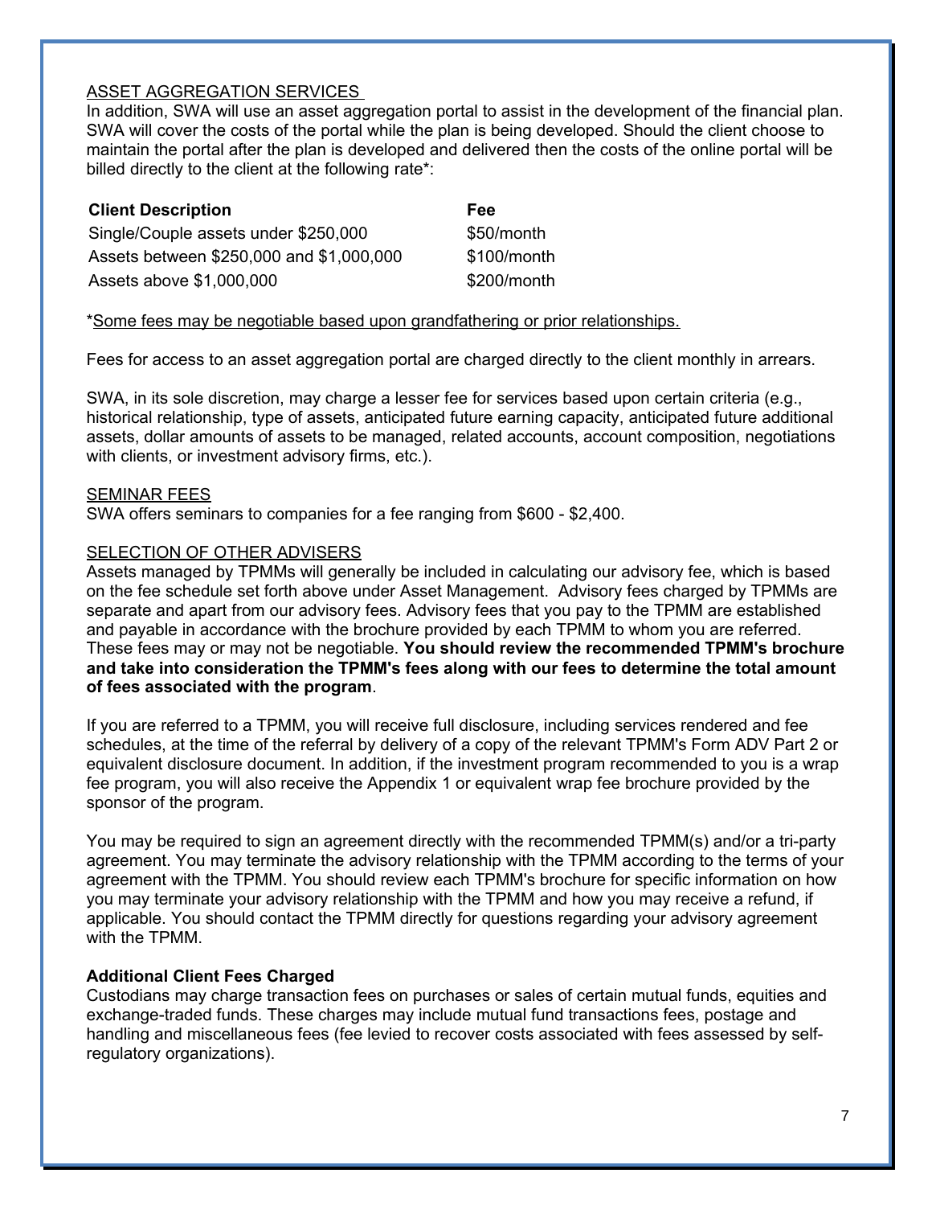## ASSET AGGREGATION SERVICES

In addition, SWA will use an asset aggregation portal to assist in the development of the financial plan. SWA will cover the costs of the portal while the plan is being developed. Should the client choose to maintain the portal after the plan is developed and delivered then the costs of the online portal will be billed directly to the client at the following rate*:

| Client Description | Fee |
|---|---|
| Single/Couple assets under $250,000 | $50/month |
| Assets between $250,000 and $1,000,000 | $100/month |
| Assets above $1,000,000 | $200/month |

*Some fees may be negotiable based upon grandfathering or prior relationships.

Fees for access to an asset aggregation portal are charged directly to the client monthly in arrears.

SWA, in its sole discretion, may charge a lesser fee for services based upon certain criteria (e.g., historical relationship, type of assets, anticipated future earning capacity, anticipated future additional assets, dollar amounts of assets to be managed, related accounts, account composition, negotiations with clients, or investment advisory firms, etc.).

## SEMINAR FEES

SWA offers seminars to companies for a fee ranging from $600 - $2,400.

## SELECTION OF OTHER ADVISERS

Assets managed by TPMMs will generally be included in calculating our advisory fee, which is based on the fee schedule set forth above under Asset Management. Advisory fees charged by TPMMs are separate and apart from our advisory fees. Advisory fees that you pay to the TPMM are established and payable in accordance with the brochure provided by each TPMM to whom you are referred. These fees may or may not be negotiable. **You should review the recommended TPMM's brochure and take into consideration the TPMM's fees along with our fees to determine the total amount of fees associated with the program**.

If you are referred to a TPMM, you will receive full disclosure, including services rendered and fee schedules, at the time of the referral by delivery of a copy of the relevant TPMM's Form ADV Part 2 or equivalent disclosure document. In addition, if the investment program recommended to you is a wrap fee program, you will also receive the Appendix 1 or equivalent wrap fee brochure provided by the sponsor of the program.

You may be required to sign an agreement directly with the recommended TPMM(s) and/or a tri-party agreement. You may terminate the advisory relationship with the TPMM according to the terms of your agreement with the TPMM. You should review each TPMM's brochure for specific information on how you may terminate your advisory relationship with the TPMM and how you may receive a refund, if applicable. You should contact the TPMM directly for questions regarding your advisory agreement with the TPMM.

### Additional Client Fees Charged

Custodians may charge transaction fees on purchases or sales of certain mutual funds, equities and exchange-traded funds. These charges may include mutual fund transactions fees, postage and handling and miscellaneous fees (fee levied to recover costs associated with fees assessed by self-regulatory organizations).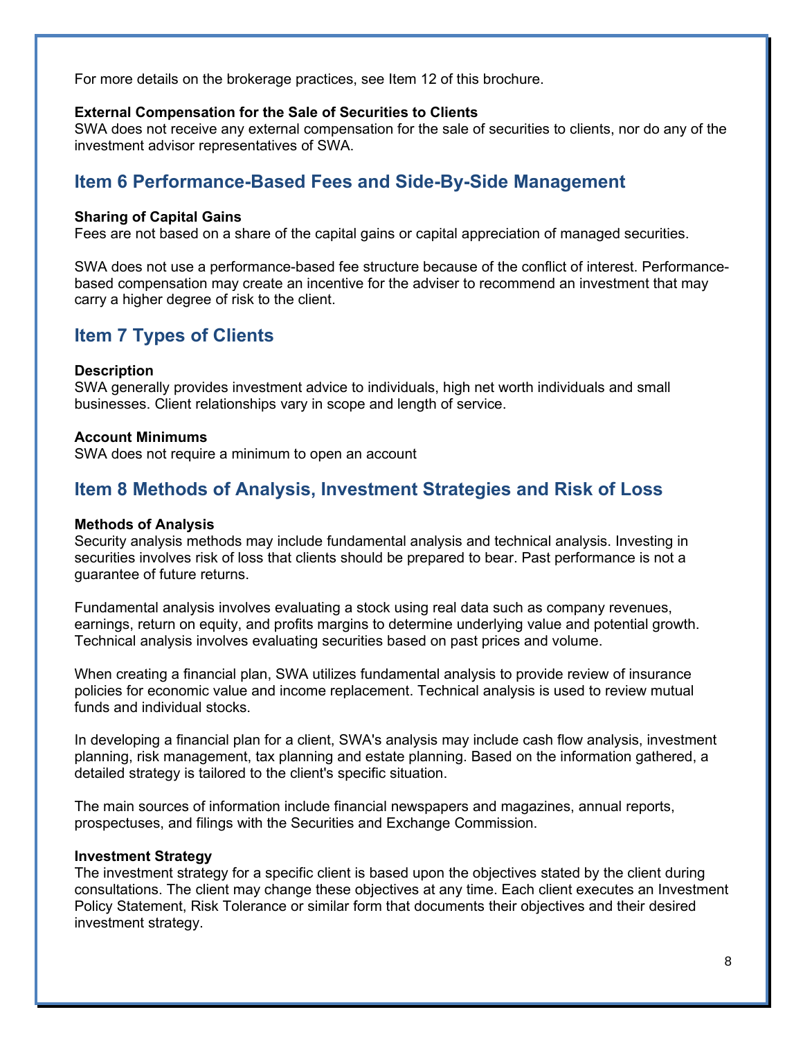For more details on the brokerage practices, see Item 12 of this brochure.

**External Compensation for the Sale of Securities to Clients**
SWA does not receive any external compensation for the sale of securities to clients, nor do any of the investment advisor representatives of SWA.

## Item 6 Performance-Based Fees and Side-By-Side Management

**Sharing of Capital Gains**
Fees are not based on a share of the capital gains or capital appreciation of managed securities.

SWA does not use a performance-based fee structure because of the conflict of interest. Performance-based compensation may create an incentive for the adviser to recommend an investment that may carry a higher degree of risk to the client.

## Item 7 Types of Clients

**Description**
SWA generally provides investment advice to individuals, high net worth individuals and small businesses. Client relationships vary in scope and length of service.

**Account Minimums**
SWA does not require a minimum to open an account

## Item 8 Methods of Analysis, Investment Strategies and Risk of Loss

**Methods of Analysis**
Security analysis methods may include fundamental analysis and technical analysis. Investing in securities involves risk of loss that clients should be prepared to bear. Past performance is not a guarantee of future returns.

Fundamental analysis involves evaluating a stock using real data such as company revenues, earnings, return on equity, and profits margins to determine underlying value and potential growth. Technical analysis involves evaluating securities based on past prices and volume.

When creating a financial plan, SWA utilizes fundamental analysis to provide review of insurance policies for economic value and income replacement. Technical analysis is used to review mutual funds and individual stocks.

In developing a financial plan for a client, SWA's analysis may include cash flow analysis, investment planning, risk management, tax planning and estate planning. Based on the information gathered, a detailed strategy is tailored to the client's specific situation.

The main sources of information include financial newspapers and magazines, annual reports, prospectuses, and filings with the Securities and Exchange Commission.

**Investment Strategy**
The investment strategy for a specific client is based upon the objectives stated by the client during consultations. The client may change these objectives at any time. Each client executes an Investment Policy Statement, Risk Tolerance or similar form that documents their objectives and their desired investment strategy.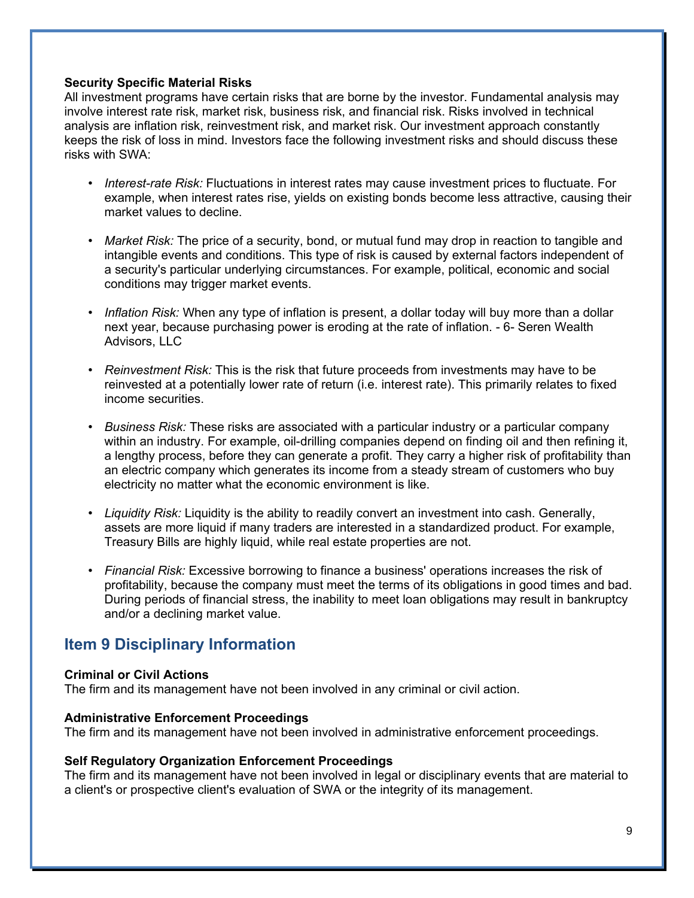**Security Specific Material Risks**
All investment programs have certain risks that are borne by the investor. Fundamental analysis may involve interest rate risk, market risk, business risk, and financial risk. Risks involved in technical analysis are inflation risk, reinvestment risk, and market risk. Our investment approach constantly keeps the risk of loss in mind. Investors face the following investment risks and should discuss these risks with SWA:

- *Interest-rate Risk:* Fluctuations in interest rates may cause investment prices to fluctuate. For example, when interest rates rise, yields on existing bonds become less attractive, causing their market values to decline.

- *Market Risk:* The price of a security, bond, or mutual fund may drop in reaction to tangible and intangible events and conditions. This type of risk is caused by external factors independent of a security's particular underlying circumstances. For example, political, economic and social conditions may trigger market events.

- *Inflation Risk:* When any type of inflation is present, a dollar today will buy more than a dollar next year, because purchasing power is eroding at the rate of inflation. - 6- Seren Wealth Advisors, LLC

- *Reinvestment Risk:* This is the risk that future proceeds from investments may have to be reinvested at a potentially lower rate of return (i.e. interest rate). This primarily relates to fixed income securities.

- *Business Risk:* These risks are associated with a particular industry or a particular company within an industry. For example, oil-drilling companies depend on finding oil and then refining it, a lengthy process, before they can generate a profit. They carry a higher risk of profitability than an electric company which generates its income from a steady stream of customers who buy electricity no matter what the economic environment is like.

- *Liquidity Risk:* Liquidity is the ability to readily convert an investment into cash. Generally, assets are more liquid if many traders are interested in a standardized product. For example, Treasury Bills are highly liquid, while real estate properties are not.

- *Financial Risk:* Excessive borrowing to finance a business' operations increases the risk of profitability, because the company must meet the terms of its obligations in good times and bad. During periods of financial stress, the inability to meet loan obligations may result in bankruptcy and/or a declining market value.

## Item 9 Disciplinary Information

**Criminal or Civil Actions**
The firm and its management have not been involved in any criminal or civil action.

**Administrative Enforcement Proceedings**
The firm and its management have not been involved in administrative enforcement proceedings.

**Self Regulatory Organization Enforcement Proceedings**
The firm and its management have not been involved in legal or disciplinary events that are material to a client's or prospective client's evaluation of SWA or the integrity of its management.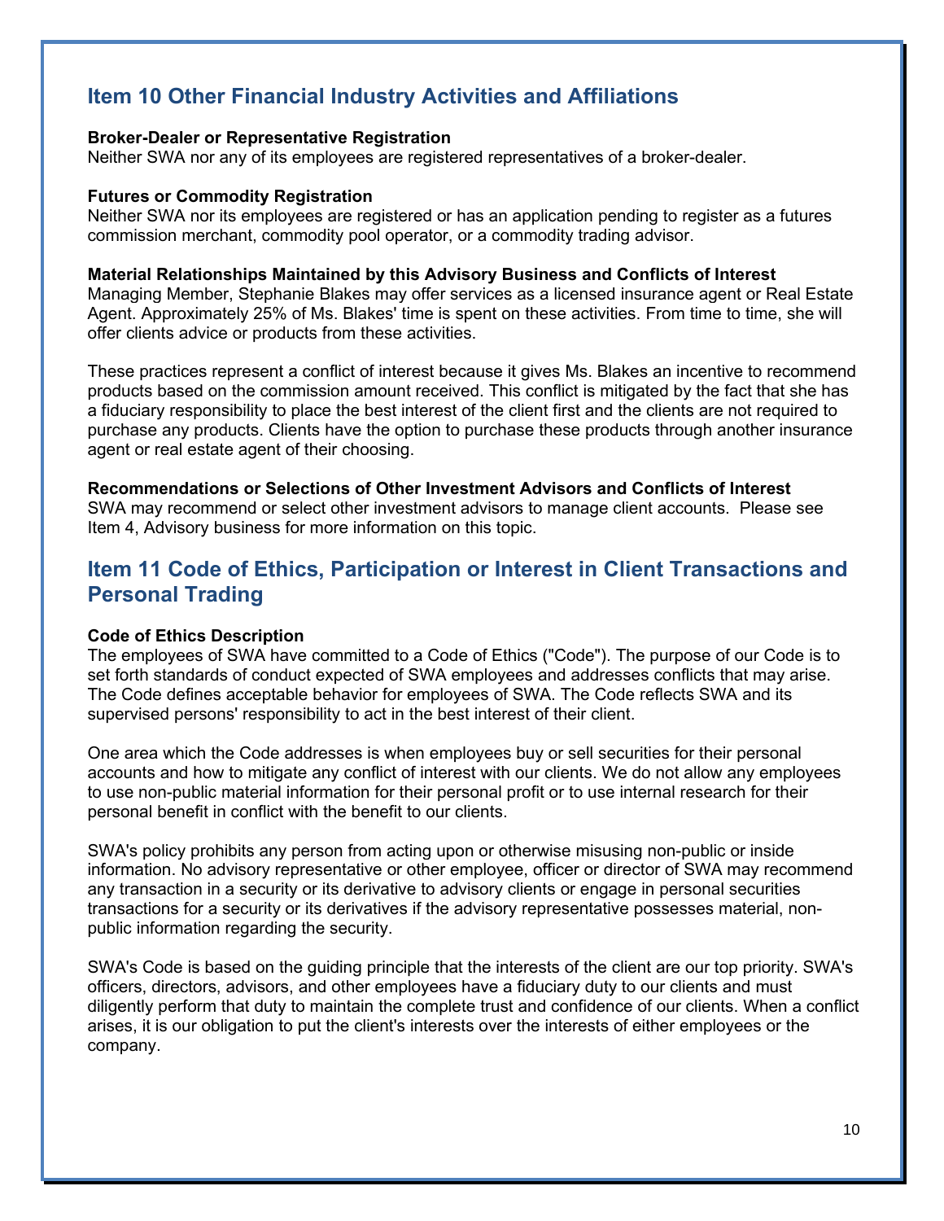## Item 10 Other Financial Industry Activities and Affiliations

**Broker-Dealer or Representative Registration**
Neither SWA nor any of its employees are registered representatives of a broker-dealer.

**Futures or Commodity Registration**
Neither SWA nor its employees are registered or has an application pending to register as a futures commission merchant, commodity pool operator, or a commodity trading advisor.

**Material Relationships Maintained by this Advisory Business and Conflicts of Interest**
Managing Member, Stephanie Blakes may offer services as a licensed insurance agent or Real Estate Agent. Approximately 25% of Ms. Blakes' time is spent on these activities. From time to time, she will offer clients advice or products from these activities.

These practices represent a conflict of interest because it gives Ms. Blakes an incentive to recommend products based on the commission amount received. This conflict is mitigated by the fact that she has a fiduciary responsibility to place the best interest of the client first and the clients are not required to purchase any products. Clients have the option to purchase these products through another insurance agent or real estate agent of their choosing.

**Recommendations or Selections of Other Investment Advisors and Conflicts of Interest**
SWA may recommend or select other investment advisors to manage client accounts. Please see Item 4, Advisory business for more information on this topic.

## Item 11 Code of Ethics, Participation or Interest in Client Transactions and Personal Trading

**Code of Ethics Description**
The employees of SWA have committed to a Code of Ethics ("Code"). The purpose of our Code is to set forth standards of conduct expected of SWA employees and addresses conflicts that may arise. The Code defines acceptable behavior for employees of SWA. The Code reflects SWA and its supervised persons' responsibility to act in the best interest of their client.

One area which the Code addresses is when employees buy or sell securities for their personal accounts and how to mitigate any conflict of interest with our clients. We do not allow any employees to use non-public material information for their personal profit or to use internal research for their personal benefit in conflict with the benefit to our clients.

SWA's policy prohibits any person from acting upon or otherwise misusing non-public or inside information. No advisory representative or other employee, officer or director of SWA may recommend any transaction in a security or its derivative to advisory clients or engage in personal securities transactions for a security or its derivatives if the advisory representative possesses material, non-public information regarding the security.

SWA's Code is based on the guiding principle that the interests of the client are our top priority. SWA's officers, directors, advisors, and other employees have a fiduciary duty to our clients and must diligently perform that duty to maintain the complete trust and confidence of our clients. When a conflict arises, it is our obligation to put the client's interests over the interests of either employees or the company.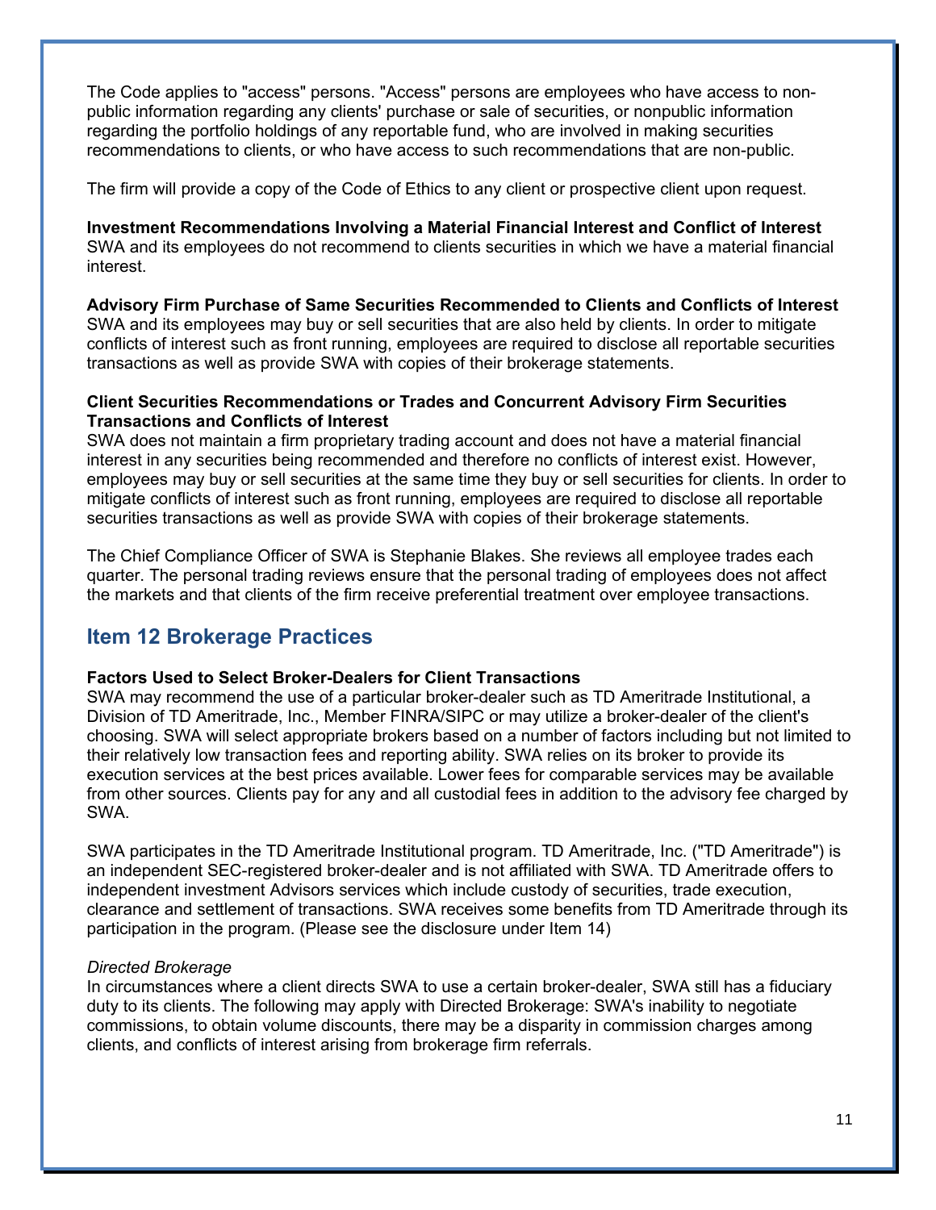The Code applies to "access" persons. "Access" persons are employees who have access to non-public information regarding any clients' purchase or sale of securities, or nonpublic information regarding the portfolio holdings of any reportable fund, who are involved in making securities recommendations to clients, or who have access to such recommendations that are non-public.

The firm will provide a copy of the Code of Ethics to any client or prospective client upon request.

**Investment Recommendations Involving a Material Financial Interest and Conflict of Interest**
SWA and its employees do not recommend to clients securities in which we have a material financial interest.

**Advisory Firm Purchase of Same Securities Recommended to Clients and Conflicts of Interest**
SWA and its employees may buy or sell securities that are also held by clients. In order to mitigate conflicts of interest such as front running, employees are required to disclose all reportable securities transactions as well as provide SWA with copies of their brokerage statements.

**Client Securities Recommendations or Trades and Concurrent Advisory Firm Securities Transactions and Conflicts of Interest**
SWA does not maintain a firm proprietary trading account and does not have a material financial interest in any securities being recommended and therefore no conflicts of interest exist. However, employees may buy or sell securities at the same time they buy or sell securities for clients. In order to mitigate conflicts of interest such as front running, employees are required to disclose all reportable securities transactions as well as provide SWA with copies of their brokerage statements.

The Chief Compliance Officer of SWA is Stephanie Blakes. She reviews all employee trades each quarter. The personal trading reviews ensure that the personal trading of employees does not affect the markets and that clients of the firm receive preferential treatment over employee transactions.

## Item 12 Brokerage Practices

**Factors Used to Select Broker-Dealers for Client Transactions**
SWA may recommend the use of a particular broker-dealer such as TD Ameritrade Institutional, a Division of TD Ameritrade, Inc., Member FINRA/SIPC or may utilize a broker-dealer of the client's choosing. SWA will select appropriate brokers based on a number of factors including but not limited to their relatively low transaction fees and reporting ability. SWA relies on its broker to provide its execution services at the best prices available. Lower fees for comparable services may be available from other sources. Clients pay for any and all custodial fees in addition to the advisory fee charged by SWA.

SWA participates in the TD Ameritrade Institutional program. TD Ameritrade, Inc. ("TD Ameritrade") is an independent SEC-registered broker-dealer and is not affiliated with SWA. TD Ameritrade offers to independent investment Advisors services which include custody of securities, trade execution, clearance and settlement of transactions. SWA receives some benefits from TD Ameritrade through its participation in the program. (Please see the disclosure under Item 14)

*Directed Brokerage*
In circumstances where a client directs SWA to use a certain broker-dealer, SWA still has a fiduciary duty to its clients. The following may apply with Directed Brokerage: SWA's inability to negotiate commissions, to obtain volume discounts, there may be a disparity in commission charges among clients, and conflicts of interest arising from brokerage firm referrals.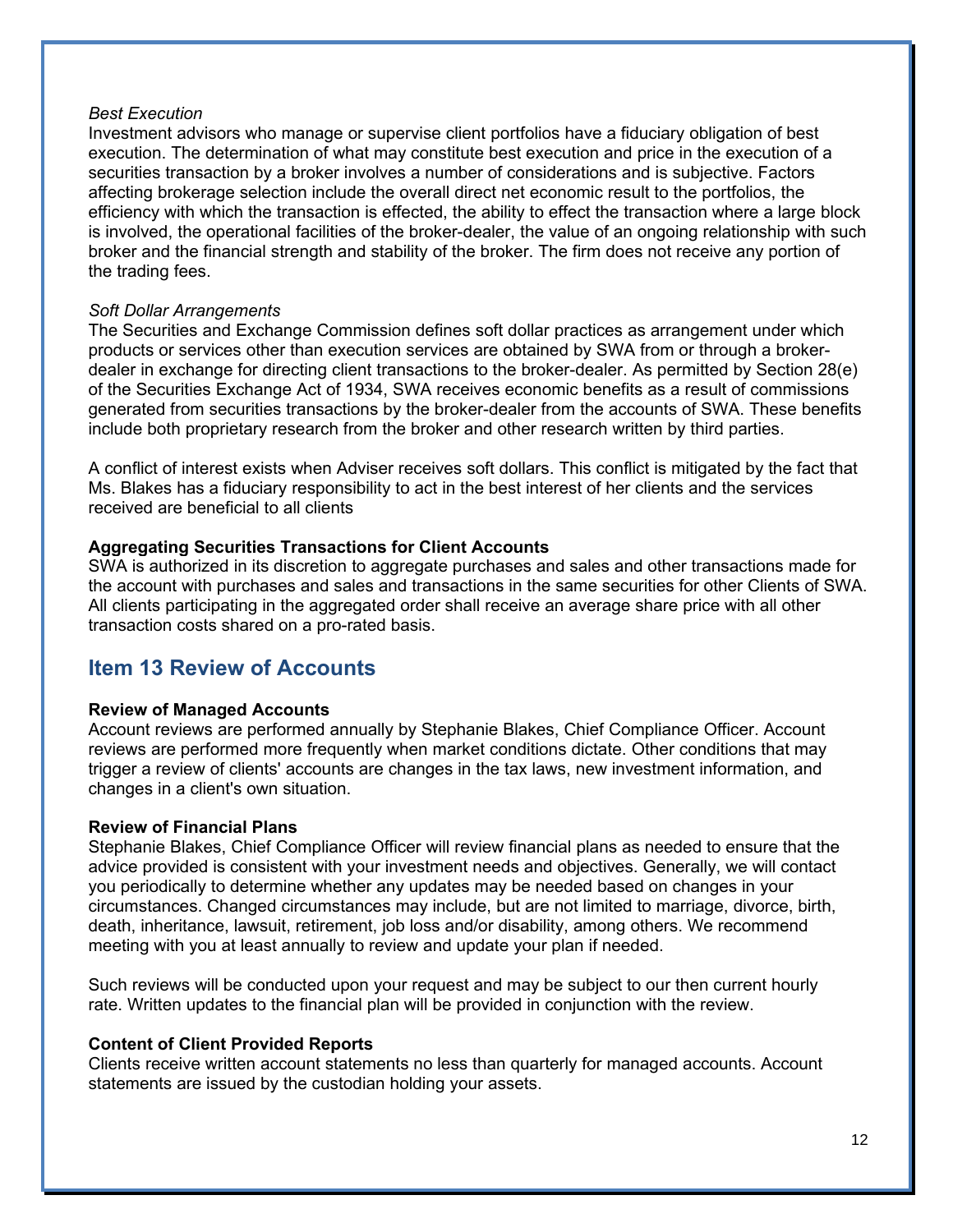*Best Execution*

Investment advisors who manage or supervise client portfolios have a fiduciary obligation of best execution. The determination of what may constitute best execution and price in the execution of a securities transaction by a broker involves a number of considerations and is subjective. Factors affecting brokerage selection include the overall direct net economic result to the portfolios, the efficiency with which the transaction is effected, the ability to effect the transaction where a large block is involved, the operational facilities of the broker-dealer, the value of an ongoing relationship with such broker and the financial strength and stability of the broker. The firm does not receive any portion of the trading fees.

*Soft Dollar Arrangements*

The Securities and Exchange Commission defines soft dollar practices as arrangement under which products or services other than execution services are obtained by SWA from or through a broker-dealer in exchange for directing client transactions to the broker-dealer. As permitted by Section 28(e) of the Securities Exchange Act of 1934, SWA receives economic benefits as a result of commissions generated from securities transactions by the broker-dealer from the accounts of SWA. These benefits include both proprietary research from the broker and other research written by third parties.

A conflict of interest exists when Adviser receives soft dollars. This conflict is mitigated by the fact that Ms. Blakes has a fiduciary responsibility to act in the best interest of her clients and the services received are beneficial to all clients

**Aggregating Securities Transactions for Client Accounts**

SWA is authorized in its discretion to aggregate purchases and sales and other transactions made for the account with purchases and sales and transactions in the same securities for other Clients of SWA. All clients participating in the aggregated order shall receive an average share price with all other transaction costs shared on a pro-rated basis.

## Item 13 Review of Accounts

**Review of Managed Accounts**

Account reviews are performed annually by Stephanie Blakes, Chief Compliance Officer. Account reviews are performed more frequently when market conditions dictate. Other conditions that may trigger a review of clients' accounts are changes in the tax laws, new investment information, and changes in a client's own situation.

**Review of Financial Plans**

Stephanie Blakes, Chief Compliance Officer will review financial plans as needed to ensure that the advice provided is consistent with your investment needs and objectives. Generally, we will contact you periodically to determine whether any updates may be needed based on changes in your circumstances. Changed circumstances may include, but are not limited to marriage, divorce, birth, death, inheritance, lawsuit, retirement, job loss and/or disability, among others. We recommend meeting with you at least annually to review and update your plan if needed.

Such reviews will be conducted upon your request and may be subject to our then current hourly rate. Written updates to the financial plan will be provided in conjunction with the review.

**Content of Client Provided Reports**

Clients receive written account statements no less than quarterly for managed accounts. Account statements are issued by the custodian holding your assets.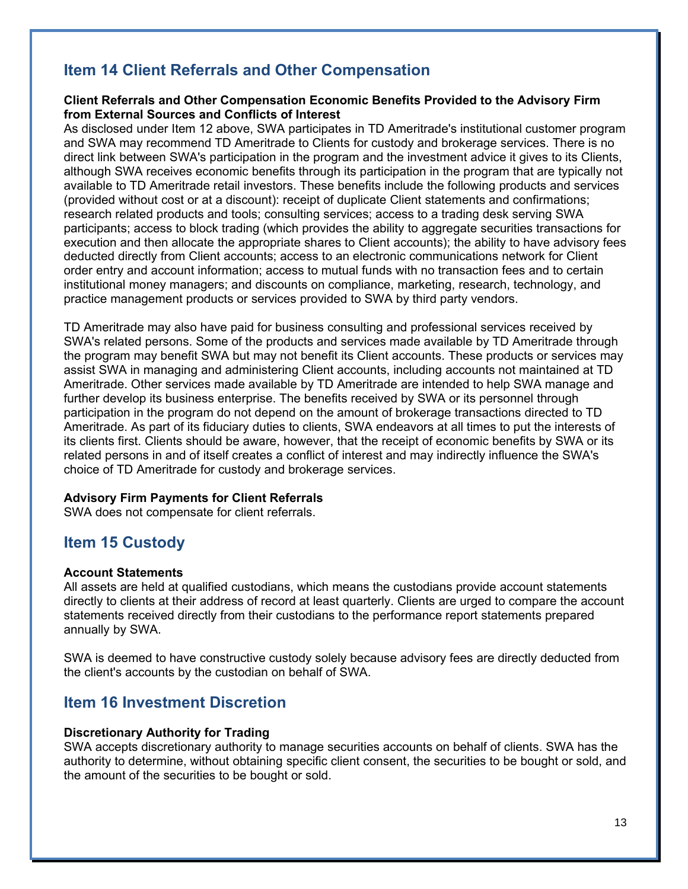## Item 14 Client Referrals and Other Compensation

**Client Referrals and Other Compensation Economic Benefits Provided to the Advisory Firm from External Sources and Conflicts of Interest**

As disclosed under Item 12 above, SWA participates in TD Ameritrade's institutional customer program and SWA may recommend TD Ameritrade to Clients for custody and brokerage services. There is no direct link between SWA's participation in the program and the investment advice it gives to its Clients, although SWA receives economic benefits through its participation in the program that are typically not available to TD Ameritrade retail investors. These benefits include the following products and services (provided without cost or at a discount): receipt of duplicate Client statements and confirmations; research related products and tools; consulting services; access to a trading desk serving SWA participants; access to block trading (which provides the ability to aggregate securities transactions for execution and then allocate the appropriate shares to Client accounts); the ability to have advisory fees deducted directly from Client accounts; access to an electronic communications network for Client order entry and account information; access to mutual funds with no transaction fees and to certain institutional money managers; and discounts on compliance, marketing, research, technology, and practice management products or services provided to SWA by third party vendors.

TD Ameritrade may also have paid for business consulting and professional services received by SWA's related persons. Some of the products and services made available by TD Ameritrade through the program may benefit SWA but may not benefit its Client accounts. These products or services may assist SWA in managing and administering Client accounts, including accounts not maintained at TD Ameritrade. Other services made available by TD Ameritrade are intended to help SWA manage and further develop its business enterprise. The benefits received by SWA or its personnel through participation in the program do not depend on the amount of brokerage transactions directed to TD Ameritrade. As part of its fiduciary duties to clients, SWA endeavors at all times to put the interests of its clients first. Clients should be aware, however, that the receipt of economic benefits by SWA or its related persons in and of itself creates a conflict of interest and may indirectly influence the SWA's choice of TD Ameritrade for custody and brokerage services.

**Advisory Firm Payments for Client Referrals**

SWA does not compensate for client referrals.

## Item 15 Custody

**Account Statements**

All assets are held at qualified custodians, which means the custodians provide account statements directly to clients at their address of record at least quarterly. Clients are urged to compare the account statements received directly from their custodians to the performance report statements prepared annually by SWA.

SWA is deemed to have constructive custody solely because advisory fees are directly deducted from the client's accounts by the custodian on behalf of SWA.

## Item 16 Investment Discretion

**Discretionary Authority for Trading**

SWA accepts discretionary authority to manage securities accounts on behalf of clients. SWA has the authority to determine, without obtaining specific client consent, the securities to be bought or sold, and the amount of the securities to be bought or sold.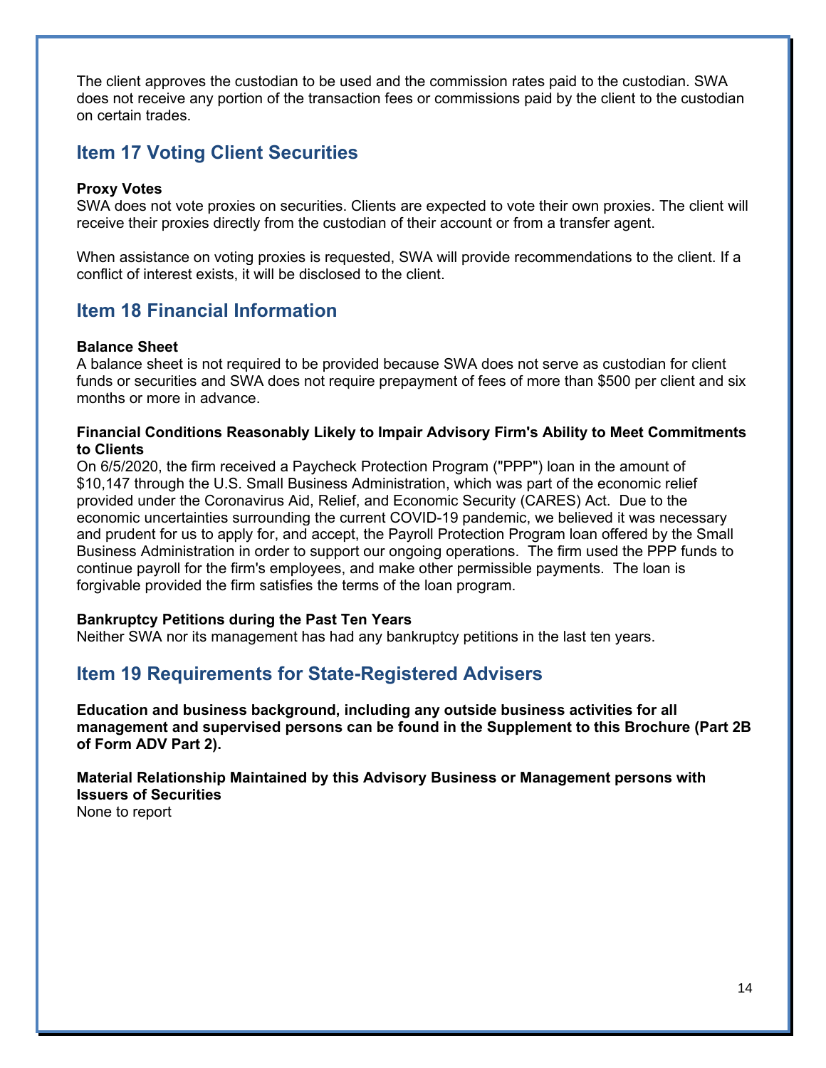The client approves the custodian to be used and the commission rates paid to the custodian. SWA does not receive any portion of the transaction fees or commissions paid by the client to the custodian on certain trades.

## Item 17 Voting Client Securities

**Proxy Votes**
SWA does not vote proxies on securities. Clients are expected to vote their own proxies. The client will receive their proxies directly from the custodian of their account or from a transfer agent.

When assistance on voting proxies is requested, SWA will provide recommendations to the client. If a conflict of interest exists, it will be disclosed to the client.

## Item 18 Financial Information

**Balance Sheet**
A balance sheet is not required to be provided because SWA does not serve as custodian for client funds or securities and SWA does not require prepayment of fees of more than $500 per client and six months or more in advance.

**Financial Conditions Reasonably Likely to Impair Advisory Firm's Ability to Meet Commitments to Clients**
On 6/5/2020, the firm received a Paycheck Protection Program ("PPP") loan in the amount of $10,147 through the U.S. Small Business Administration, which was part of the economic relief provided under the Coronavirus Aid, Relief, and Economic Security (CARES) Act. Due to the economic uncertainties surrounding the current COVID-19 pandemic, we believed it was necessary and prudent for us to apply for, and accept, the Payroll Protection Program loan offered by the Small Business Administration in order to support our ongoing operations. The firm used the PPP funds to continue payroll for the firm's employees, and make other permissible payments. The loan is forgivable provided the firm satisfies the terms of the loan program.

**Bankruptcy Petitions during the Past Ten Years**
Neither SWA nor its management has had any bankruptcy petitions in the last ten years.

## Item 19 Requirements for State-Registered Advisers

**Education and business background, including any outside business activities for all management and supervised persons can be found in the Supplement to this Brochure (Part 2B of Form ADV Part 2).**

**Material Relationship Maintained by this Advisory Business or Management persons with Issuers of Securities**
None to report